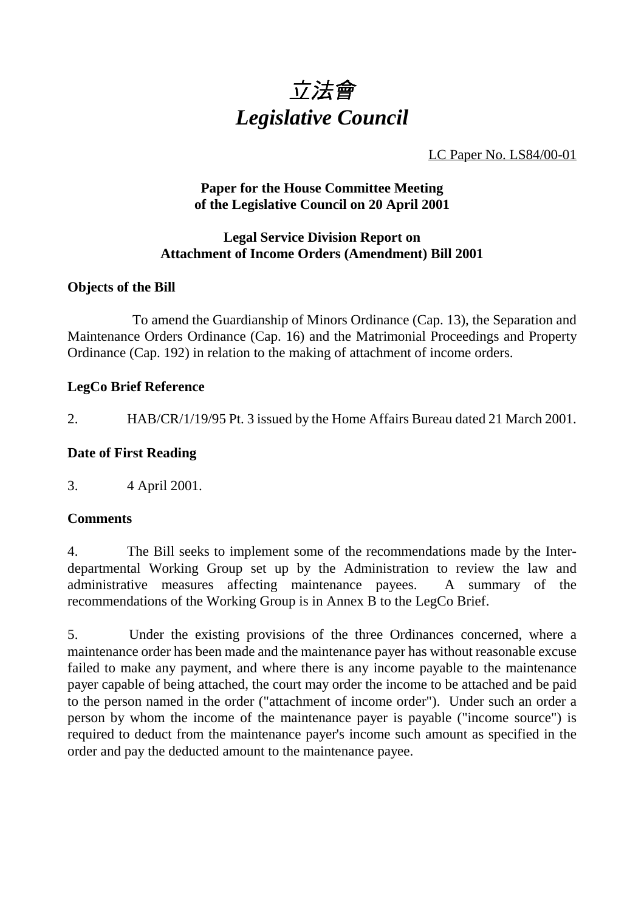# *立法會*
# *Legislative Council*

LC Paper No. LS84/00-01

**Paper for the House Committee Meeting of the Legislative Council on 20 April 2001**

**Legal Service Division Report on Attachment of Income Orders (Amendment) Bill 2001**

### Objects of the Bill

To amend the Guardianship of Minors Ordinance (Cap. 13), the Separation and Maintenance Orders Ordinance (Cap. 16) and the Matrimonial Proceedings and Property Ordinance (Cap. 192) in relation to the making of attachment of income orders.

### LegCo Brief Reference

2. HAB/CR/1/19/95 Pt. 3 issued by the Home Affairs Bureau dated 21 March 2001.

### Date of First Reading

3. 4 April 2001.

### Comments

4. The Bill seeks to implement some of the recommendations made by the Inter-departmental Working Group set up by the Administration to review the law and administrative measures affecting maintenance payees. A summary of the recommendations of the Working Group is in Annex B to the LegCo Brief.

5. Under the existing provisions of the three Ordinances concerned, where a maintenance order has been made and the maintenance payer has without reasonable excuse failed to make any payment, and where there is any income payable to the maintenance payer capable of being attached, the court may order the income to be attached and be paid to the person named in the order ("attachment of income order"). Under such an order a person by whom the income of the maintenance payer is payable ("income source") is required to deduct from the maintenance payer's income such amount as specified in the order and pay the deducted amount to the maintenance payee.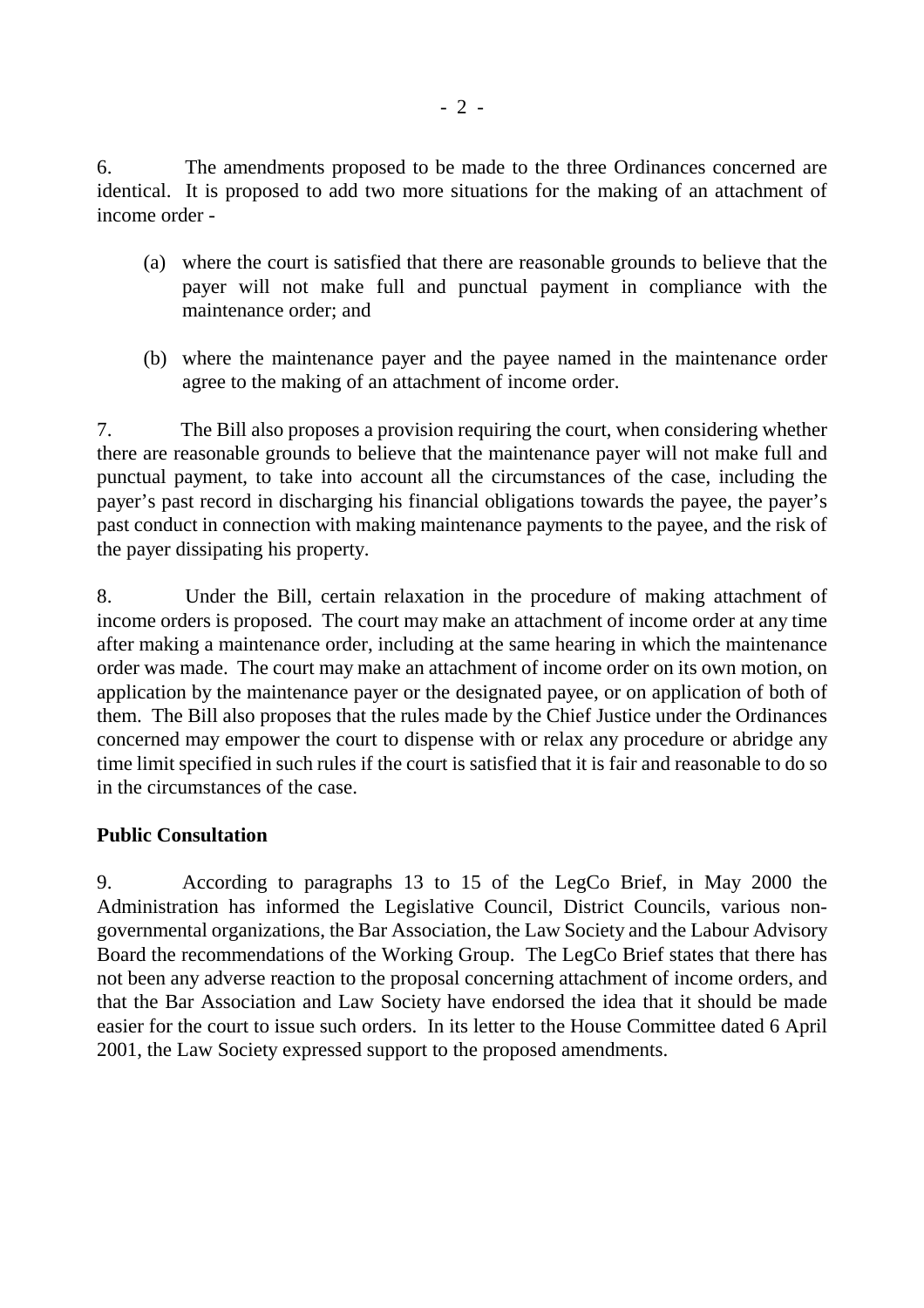6. The amendments proposed to be made to the three Ordinances concerned are identical. It is proposed to add two more situations for the making of an attachment of income order -

(a) where the court is satisfied that there are reasonable grounds to believe that the payer will not make full and punctual payment in compliance with the maintenance order; and

(b) where the maintenance payer and the payee named in the maintenance order agree to the making of an attachment of income order.

7. The Bill also proposes a provision requiring the court, when considering whether there are reasonable grounds to believe that the maintenance payer will not make full and punctual payment, to take into account all the circumstances of the case, including the payer's past record in discharging his financial obligations towards the payee, the payer's past conduct in connection with making maintenance payments to the payee, and the risk of the payer dissipating his property.

8. Under the Bill, certain relaxation in the procedure of making attachment of income orders is proposed. The court may make an attachment of income order at any time after making a maintenance order, including at the same hearing in which the maintenance order was made. The court may make an attachment of income order on its own motion, on application by the maintenance payer or the designated payee, or on application of both of them. The Bill also proposes that the rules made by the Chief Justice under the Ordinances concerned may empower the court to dispense with or relax any procedure or abridge any time limit specified in such rules if the court is satisfied that it is fair and reasonable to do so in the circumstances of the case.

**Public Consultation**

9. According to paragraphs 13 to 15 of the LegCo Brief, in May 2000 the Administration has informed the Legislative Council, District Councils, various non-governmental organizations, the Bar Association, the Law Society and the Labour Advisory Board the recommendations of the Working Group. The LegCo Brief states that there has not been any adverse reaction to the proposal concerning attachment of income orders, and that the Bar Association and Law Society have endorsed the idea that it should be made easier for the court to issue such orders. In its letter to the House Committee dated 6 April 2001, the Law Society expressed support to the proposed amendments.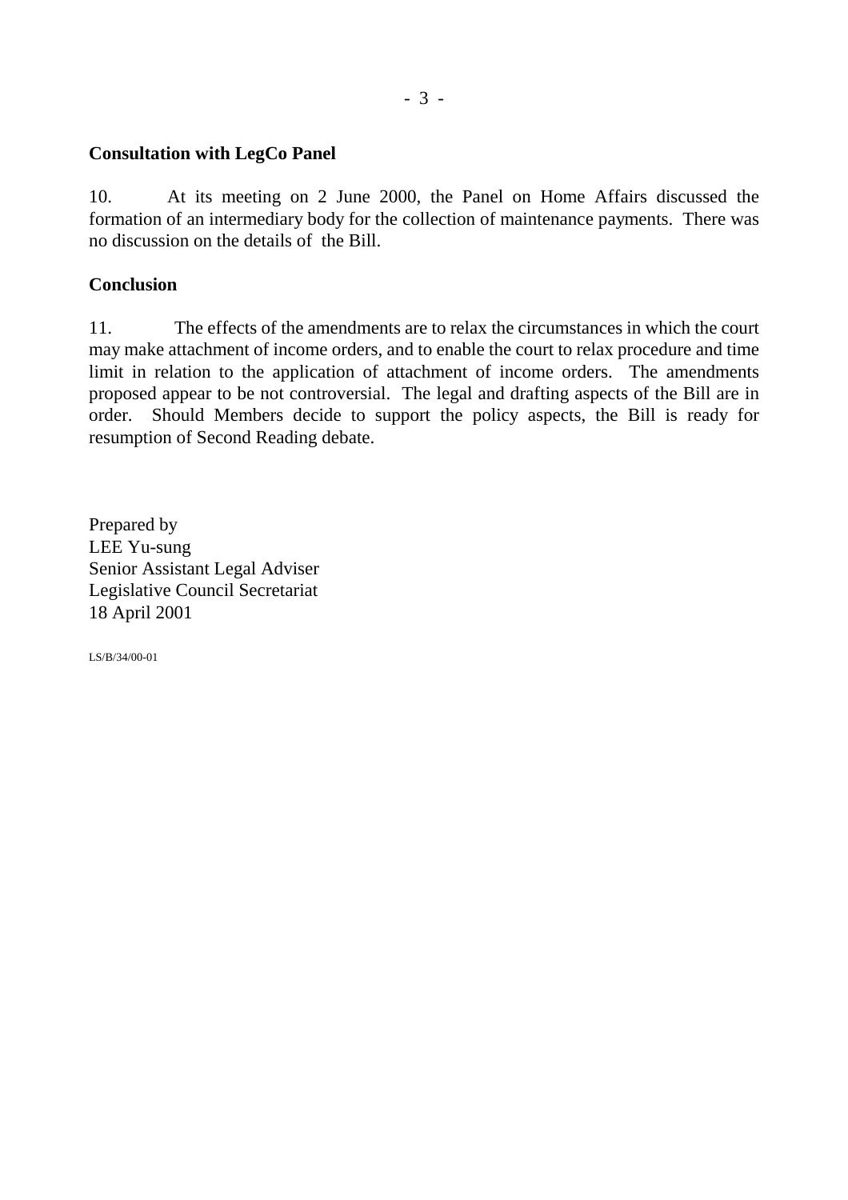**Consultation with LegCo Panel**

10. At its meeting on 2 June 2000, the Panel on Home Affairs discussed the formation of an intermediary body for the collection of maintenance payments. There was no discussion on the details of the Bill.

**Conclusion**

11. The effects of the amendments are to relax the circumstances in which the court may make attachment of income orders, and to enable the court to relax procedure and time limit in relation to the application of attachment of income orders. The amendments proposed appear to be not controversial. The legal and drafting aspects of the Bill are in order. Should Members decide to support the policy aspects, the Bill is ready for resumption of Second Reading debate.

Prepared by
LEE Yu-sung
Senior Assistant Legal Adviser
Legislative Council Secretariat
18 April 2001

LS/B/34/00-01